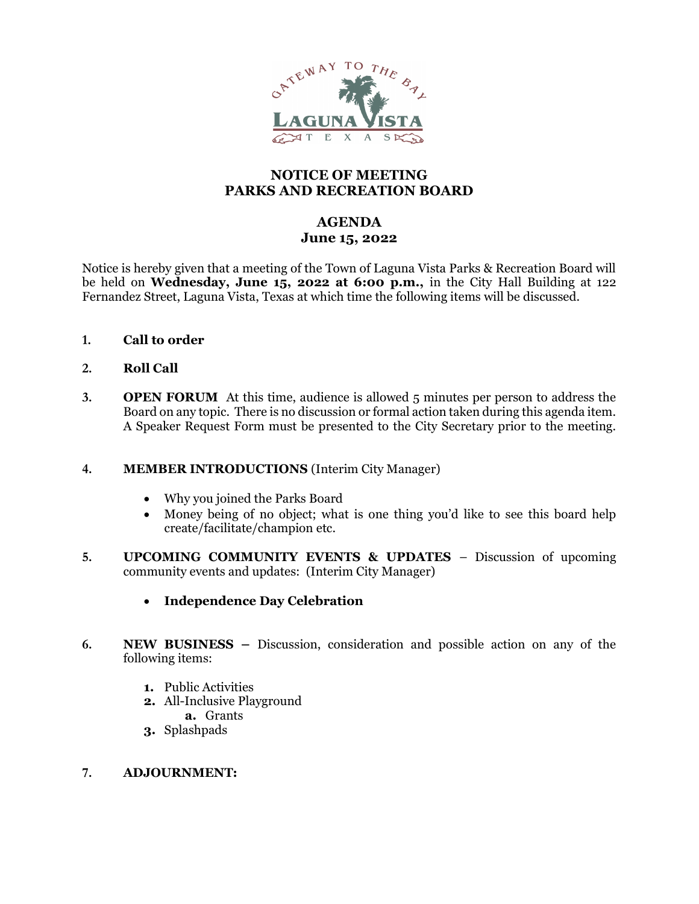# NOTICE OF MEETING
# PARKS AND RECREATION BOARD

## AGENDA
## June 15, 2022

Notice is hereby given that a meeting of the Town of Laguna Vista Parks & Recreation Board will be held on **Wednesday, June 15, 2022 at 6:00 p.m.,** in the City Hall Building at 122 Fernandez Street, Laguna Vista, Texas at which time the following items will be discussed.

1. **Call to order**

2. **Roll Call**

3. **OPEN FORUM** At this time, audience is allowed 5 minutes per person to address the Board on any topic. There is no discussion or formal action taken during this agenda item. A Speaker Request Form must be presented to the City Secretary prior to the meeting.

4. **MEMBER INTRODUCTIONS** (Interim City Manager)
   - Why you joined the Parks Board
   - Money being of no object; what is one thing you'd like to see this board help create/facilitate/champion etc.

5. **UPCOMING COMMUNITY EVENTS & UPDATES** – Discussion of upcoming community events and updates: (Interim City Manager)
   - **Independence Day Celebration**

6. **NEW BUSINESS –** Discussion, consideration and possible action on any of the following items:
   1. Public Activities
   2. All-Inclusive Playground
      a. Grants
   3. Splashpads

7. **ADJOURNMENT:**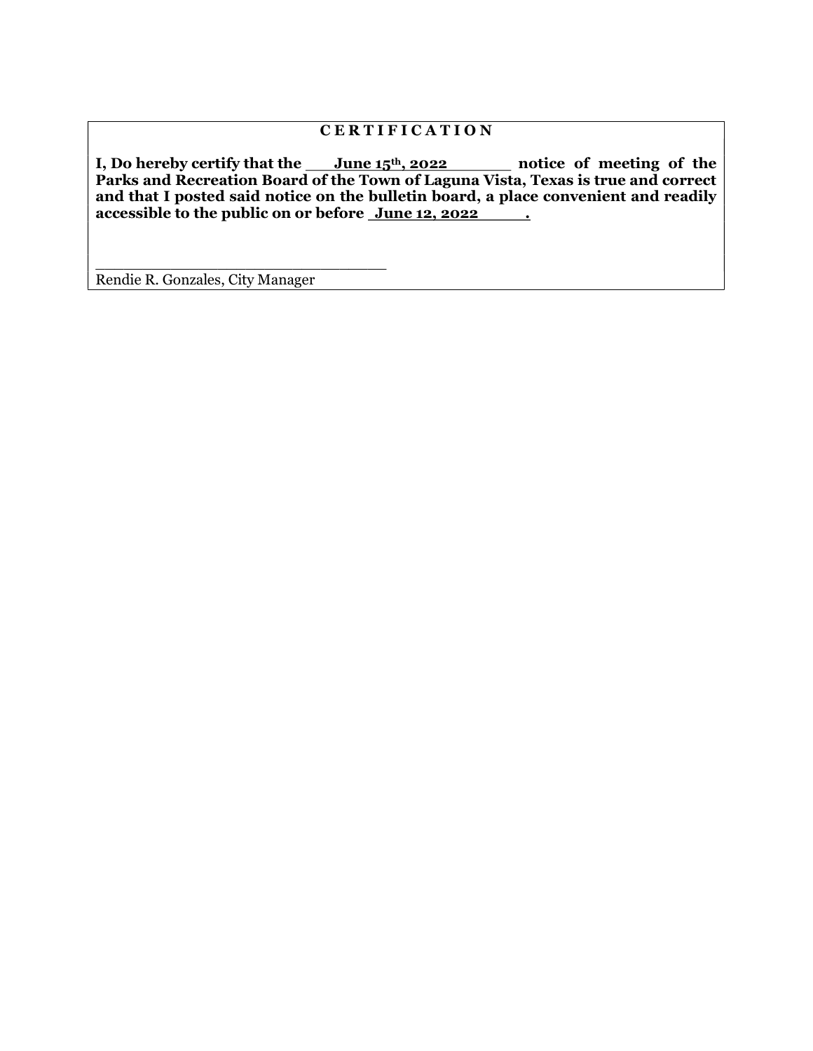**C E R T I F I C A T I O N**

**I, Do hereby certify that the June 15th, 2022 notice of meeting of the Parks and Recreation Board of the Town of Laguna Vista, Texas is true and correct and that I posted said notice on the bulletin board, a place convenient and readily accessible to the public on or before June 12, 2022.**

\_\_\_\_\_\_\_\_\_\_\_\_\_\_\_\_\_\_\_\_\_\_\_\_\_\_\_\_\_\_\_\_\_\_

Rendie R. Gonzales, City Manager